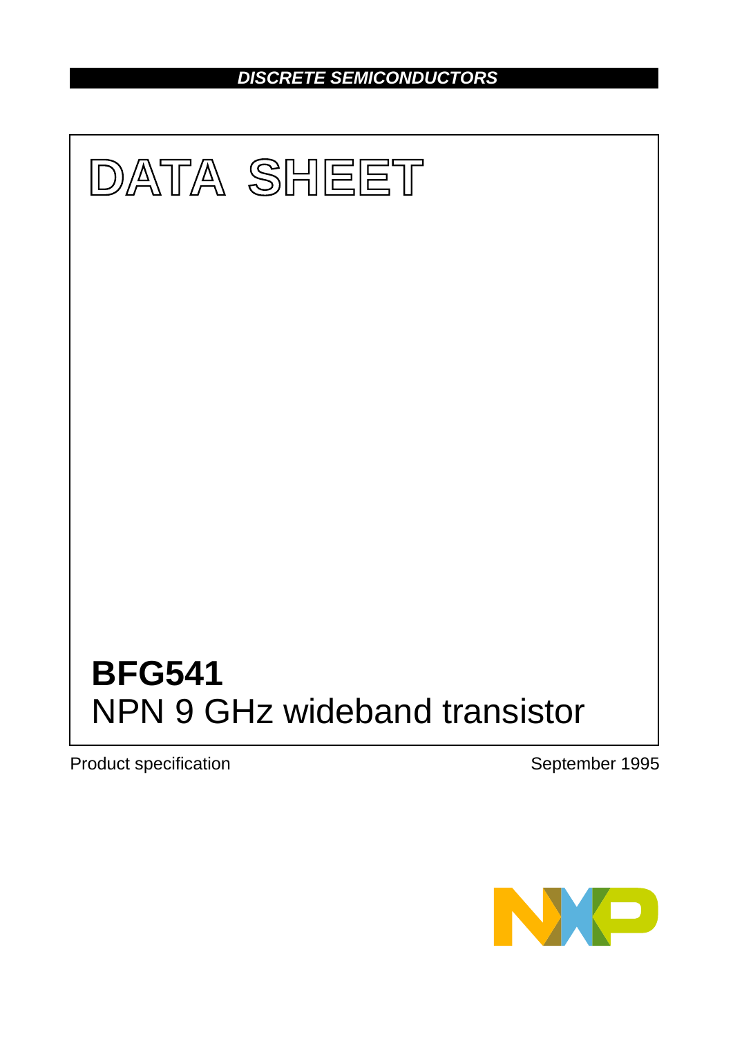DISCRETE SEMICONDUCTORS

# DATA SHEET

## BFG541
NPN 9 GHz wideband transistor

Product specification

September 1995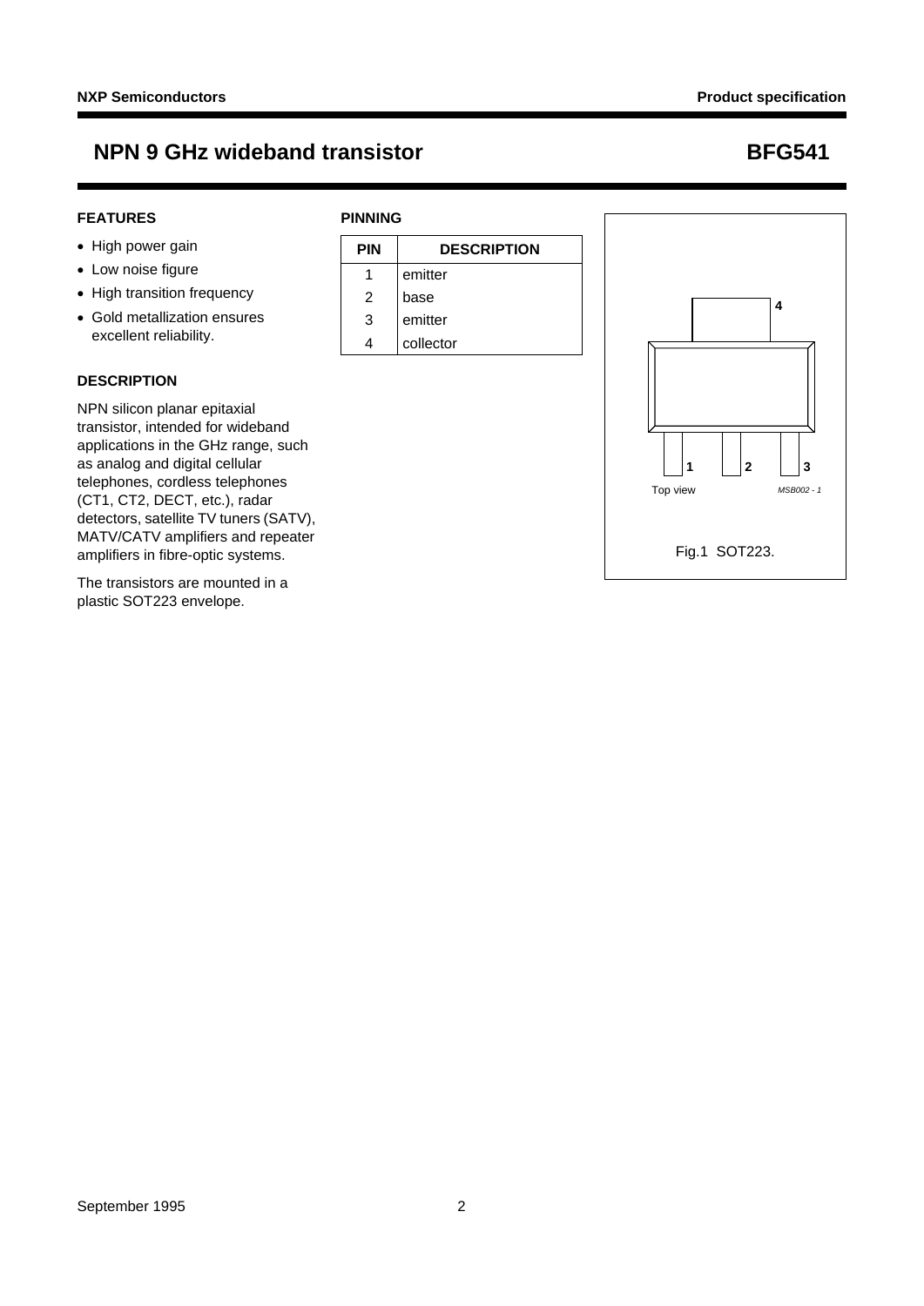# NPN 9 GHz wideband transistor — BFG541

## FEATURES

- High power gain
- Low noise figure
- High transition frequency
- Gold metallization ensures excellent reliability.

## DESCRIPTION

NPN silicon planar epitaxial transistor, intended for wideband applications in the GHz range, such as analog and digital cellular telephones, cordless telephones (CT1, CT2, DECT, etc.), radar detectors, satellite TV tuners (SATV), MATV/CATV amplifiers and repeater amplifiers in fibre-optic systems.

The transistors are mounted in a plastic SOT223 envelope.

## PINNING

| PIN | DESCRIPTION |
|---|---|
| 1 | emitter |
| 2 | base |
| 3 | emitter |
| 4 | collector |

Top view

MSB002 - 1

Fig.1 SOT223.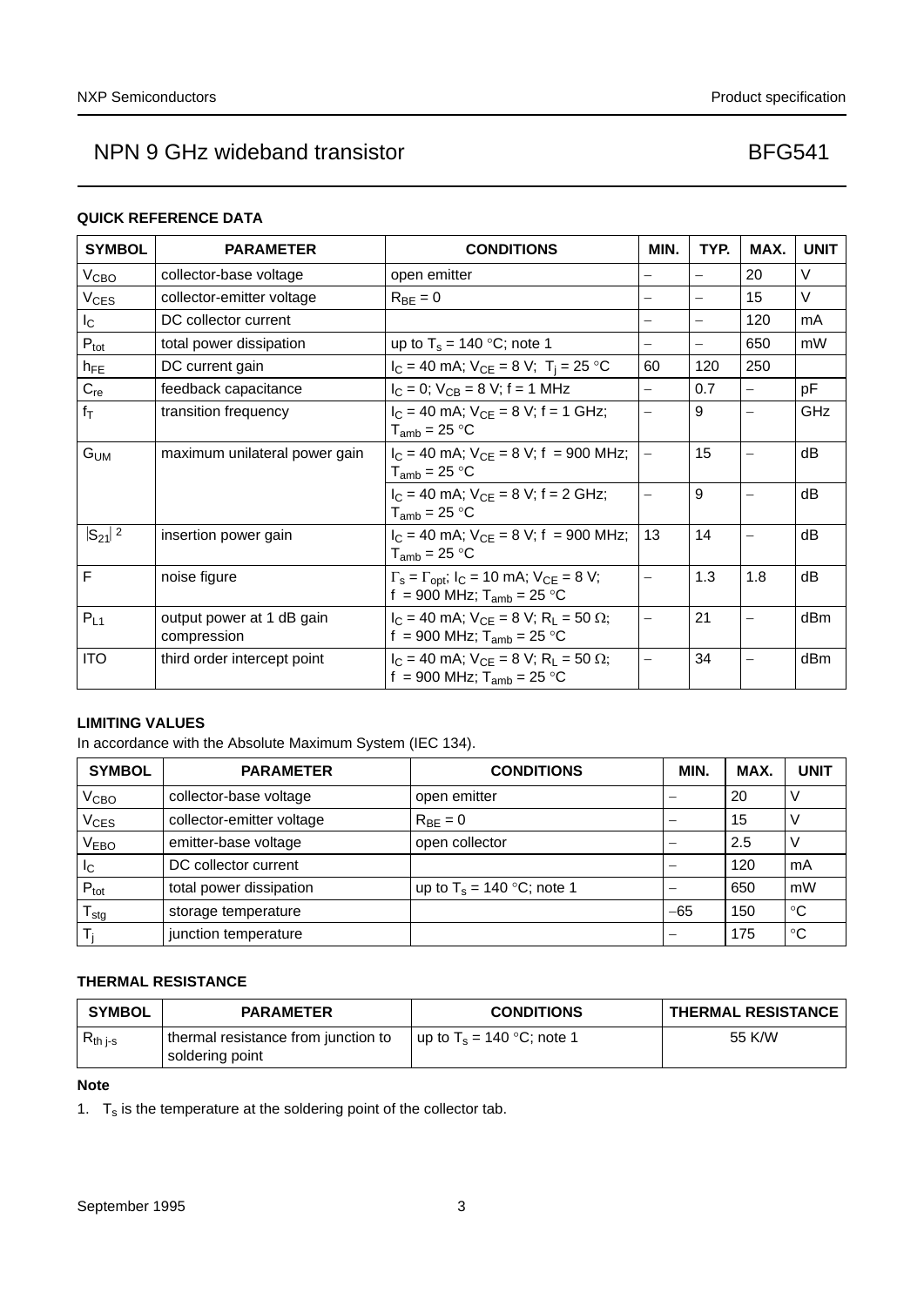### QUICK REFERENCE DATA

| SYMBOL | PARAMETER | CONDITIONS | MIN. | TYP. | MAX. | UNIT |
|---|---|---|---|---|---|---|
| $V_{CBO}$ | collector-base voltage | open emitter | – | – | 20 | V |
| $V_{CES}$ | collector-emitter voltage | $R_{BE} = 0$ | – | – | 15 | V |
| $I_C$ | DC collector current | | – | – | 120 | mA |
| $P_{tot}$ | total power dissipation | up to $T_s = 140\ ^\circ C$; note 1 | – | – | 650 | mW |
| $h_{FE}$ | DC current gain | $I_C = 40$ mA; $V_{CE} = 8$ V; $T_j = 25\ ^\circ C$ | 60 | 120 | 250 | |
| $C_{re}$ | feedback capacitance | $I_C = 0$; $V_{CB} = 8$ V; f = 1 MHz | – | 0.7 | – | pF |
| $f_T$ | transition frequency | $I_C = 40$ mA; $V_{CE} = 8$ V; f = 1 GHz; $T_{amb} = 25\ ^\circ C$ | – | 9 | – | GHz |
| $G_{UM}$ | maximum unilateral power gain | $I_C = 40$ mA; $V_{CE} = 8$ V; f = 900 MHz; $T_{amb} = 25\ ^\circ C$ | – | 15 | – | dB |
| | | $I_C = 40$ mA; $V_{CE} = 8$ V; f = 2 GHz; $T_{amb} = 25\ ^\circ C$ | – | 9 | – | dB |
| $\lvert S_{21}\rvert^2$ | insertion power gain | $I_C = 40$ mA; $V_{CE} = 8$ V; f = 900 MHz; $T_{amb} = 25\ ^\circ C$ | 13 | 14 | – | dB |
| F | noise figure | $\Gamma_s = \Gamma_{opt}$; $I_C = 10$ mA; $V_{CE} = 8$ V; f = 900 MHz; $T_{amb} = 25\ ^\circ C$ | – | 1.3 | 1.8 | dB |
| $P_{L1}$ | output power at 1 dB gain compression | $I_C = 40$ mA; $V_{CE} = 8$ V; $R_L = 50\ \Omega$; f = 900 MHz; $T_{amb} = 25\ ^\circ C$ | – | 21 | – | dBm |
| ITO | third order intercept point | $I_C = 40$ mA; $V_{CE} = 8$ V; $R_L = 50\ \Omega$; f = 900 MHz; $T_{amb} = 25\ ^\circ C$ | – | 34 | – | dBm |

### LIMITING VALUES

In accordance with the Absolute Maximum System (IEC 134).

| SYMBOL | PARAMETER | CONDITIONS | MIN. | MAX. | UNIT |
|---|---|---|---|---|---|
| $V_{CBO}$ | collector-base voltage | open emitter | – | 20 | V |
| $V_{CES}$ | collector-emitter voltage | $R_{BE} = 0$ | – | 15 | V |
| $V_{EBO}$ | emitter-base voltage | open collector | – | 2.5 | V |
| $I_C$ | DC collector current | | – | 120 | mA |
| $P_{tot}$ | total power dissipation | up to $T_s = 140\ ^\circ C$; note 1 | – | 650 | mW |
| $T_{stg}$ | storage temperature | | −65 | 150 | °C |
| $T_j$ | junction temperature | | – | 175 | °C |

### THERMAL RESISTANCE

| SYMBOL | PARAMETER | CONDITIONS | THERMAL RESISTANCE |
|---|---|---|---|
| $R_{th\ j\text{-}s}$ | thermal resistance from junction to soldering point | up to $T_s = 140\ ^\circ C$; note 1 | 55 K/W |

#### Note

1. $T_s$ is the temperature at the soldering point of the collector tab.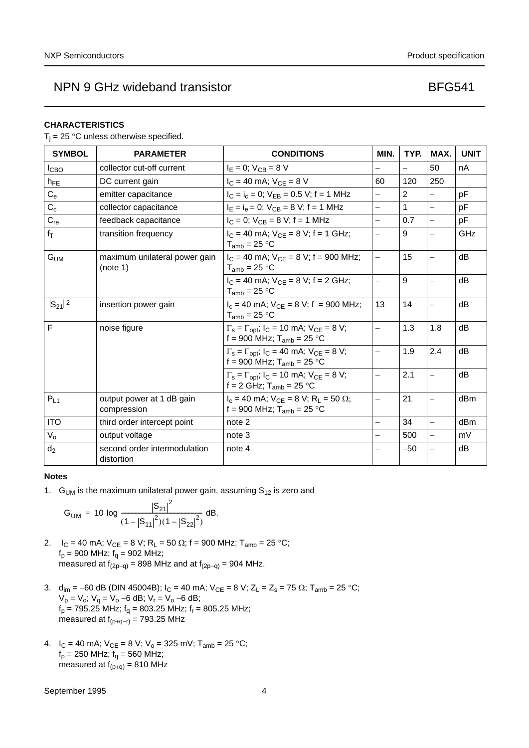# NPN 9 GHz wideband transistor — BFG541

## CHARACTERISTICS

$T_j = 25\ °C$ unless otherwise specified.

| SYMBOL | PARAMETER | CONDITIONS | MIN. | TYP. | MAX. | UNIT |
|---|---|---|---|---|---|---|
| $I_{CBO}$ | collector cut-off current | $I_E = 0$; $V_{CB} = 8\ V$ | – | – | 50 | nA |
| $h_{FE}$ | DC current gain | $I_C = 40\ mA$; $V_{CE} = 8\ V$ | 60 | 120 | 250 | |
| $C_e$ | emitter capacitance | $I_C = i_c = 0$; $V_{EB} = 0.5\ V$; f = 1 MHz | – | 2 | – | pF |
| $C_c$ | collector capacitance | $I_E = i_e = 0$; $V_{CB} = 8\ V$; f = 1 MHz | – | 1 | – | pF |
| $C_{re}$ | feedback capacitance | $I_C = 0$; $V_{CB} = 8\ V$; f = 1 MHz | – | 0.7 | – | pF |
| $f_T$ | transition frequency | $I_C = 40\ mA$; $V_{CE} = 8\ V$; f = 1 GHz; $T_{amb} = 25\ °C$ | – | 9 | – | GHz |
| $G_{UM}$ | maximum unilateral power gain (note 1) | $I_C = 40\ mA$; $V_{CE} = 8\ V$; f = 900 MHz; $T_{amb} = 25\ °C$ | – | 15 | – | dB |
| | | $I_C = 40\ mA$; $V_{CE} = 8\ V$; f = 2 GHz; $T_{amb} = 25\ °C$ | – | 9 | – | dB |
| $\lvert S_{21}\rvert^2$ | insertion power gain | $I_c = 40\ mA$; $V_{CE} = 8\ V$; f = 900 MHz; $T_{amb} = 25\ °C$ | 13 | 14 | – | dB |
| F | noise figure | $\Gamma_s = \Gamma_{opt}$; $I_C = 10\ mA$; $V_{CE} = 8\ V$; f = 900 MHz; $T_{amb} = 25\ °C$ | – | 1.3 | 1.8 | dB |
| | | $\Gamma_s = \Gamma_{opt}$; $I_C = 40\ mA$; $V_{CE} = 8\ V$; f = 900 MHz; $T_{amb} = 25\ °C$ | – | 1.9 | 2.4 | dB |
| | | $\Gamma_s = \Gamma_{opt}$; $I_C = 10\ mA$; $V_{CE} = 8\ V$; f = 2 GHz; $T_{amb} = 25\ °C$ | – | 2.1 | – | dB |
| $P_{L1}$ | output power at 1 dB gain compression | $I_c = 40\ mA$; $V_{CE} = 8\ V$; $R_L = 50\ \Omega$; f = 900 MHz; $T_{amb} = 25\ °C$ | – | 21 | – | dBm |
| ITO | third order intercept point | note 2 | – | 34 | – | dBm |
| $V_o$ | output voltage | note 3 | – | 500 | – | mV |
| $d_2$ | second order intermodulation distortion | note 4 | – | −50 | – | dB |

### Notes

1. $G_{UM}$ is the maximum unilateral power gain, assuming $S_{12}$ is zero and

$$G_{UM} = 10\ \log \frac{\lvert S_{21}\rvert^2}{(1 - \lvert S_{11}\rvert^2)(1 - \lvert S_{22}\rvert^2)}\ \text{dB.}$$

2. $I_C = 40\ mA$; $V_{CE} = 8\ V$; $R_L = 50\ \Omega$; f = 900 MHz; $T_{amb} = 25\ °C$;
   $f_p = 900$ MHz; $f_q = 902$ MHz;
   measured at $f_{(2p-q)} = 898$ MHz and at $f_{(2p-q)} = 904$ MHz.

3. $d_{im} = -60$ dB (DIN 45004B); $I_C = 40\ mA$; $V_{CE} = 8\ V$; $Z_L = Z_s = 75\ \Omega$; $T_{amb} = 25\ °C$;
   $V_p = V_o$; $V_q = V_o - 6$ dB; $V_r = V_o - 6$ dB;
   $f_p = 795.25$ MHz; $f_q = 803.25$ MHz; $f_r = 805.25$ MHz;
   measured at $f_{(p+q-r)} = 793.25$ MHz

4. $I_C = 40\ mA$; $V_{CE} = 8\ V$; $V_o = 325$ mV; $T_{amb} = 25\ °C$;
   $f_p = 250$ MHz; $f_q = 560$ MHz;
   measured at $f_{(p+q)} = 810$ MHz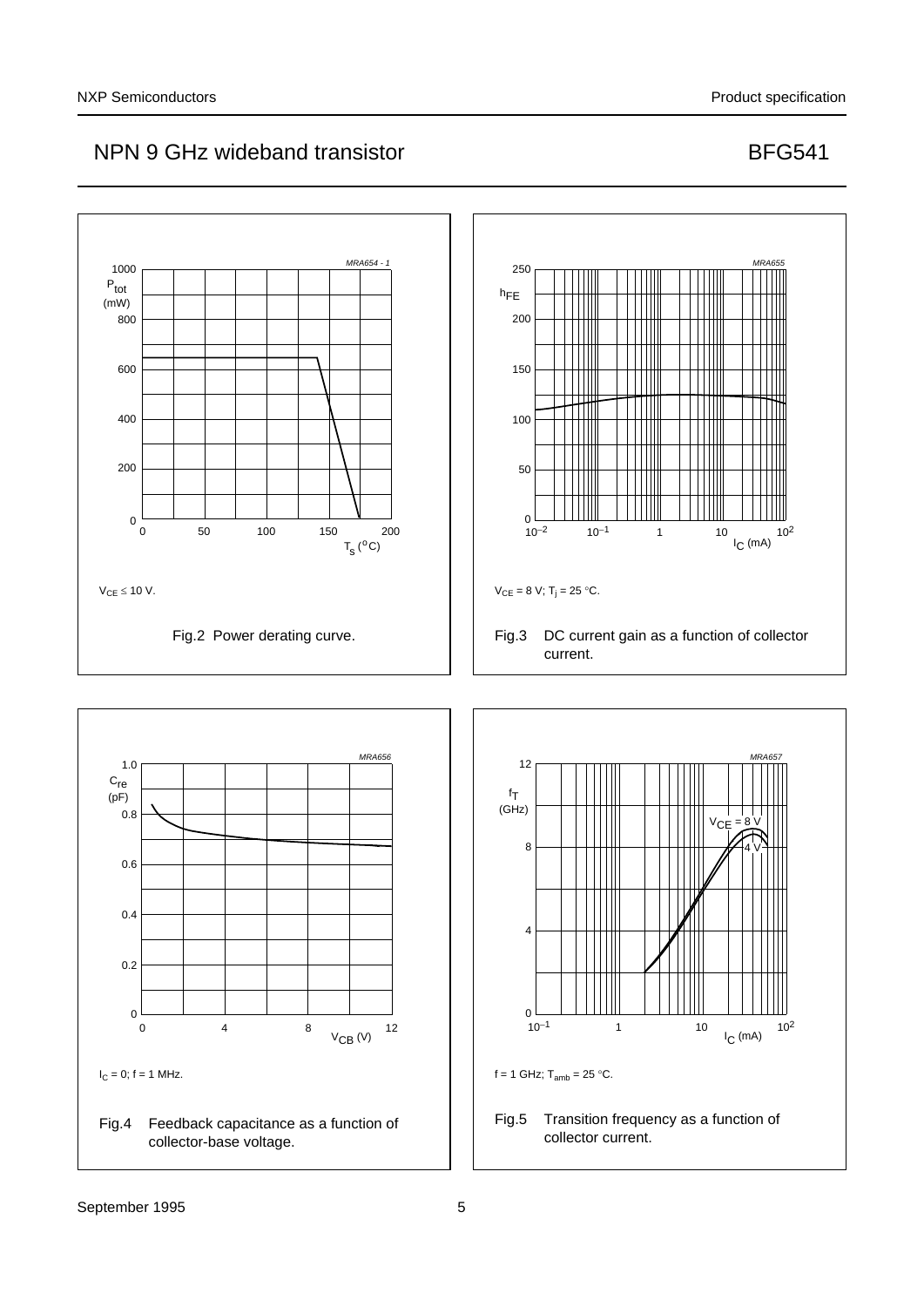$V_{CE} \leq 10$ V.

Fig.2 Power derating curve.

$V_{CE} = 8$ V; $T_j = 25$ °C.

Fig.3 DC current gain as a function of collector current.

$I_C = 0$; f = 1 MHz.

Fig.4 Feedback capacitance as a function of collector-base voltage.

f = 1 GHz; $T_{amb} = 25$ °C.

Fig.5 Transition frequency as a function of collector current.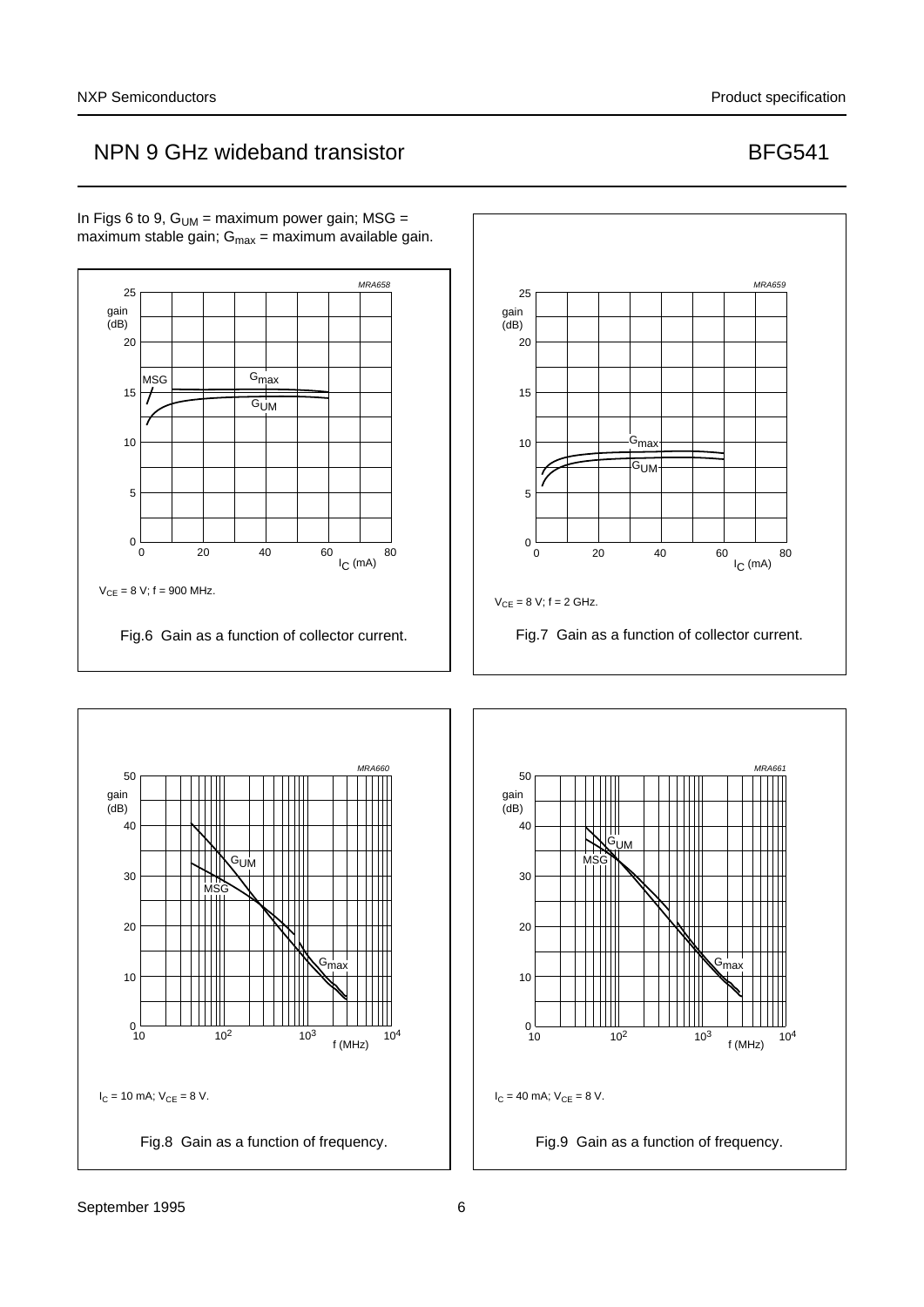In Figs 6 to 9, $G_{UM}$ = maximum power gain; MSG = maximum stable gain; $G_{max}$ = maximum available gain.

$V_{CE}$ = 8 V; f = 900 MHz.

Fig.6 Gain as a function of collector current.

$V_{CE}$ = 8 V; f = 2 GHz.

Fig.7 Gain as a function of collector current.

$I_C$ = 10 mA; $V_{CE}$ = 8 V.

Fig.8 Gain as a function of frequency.

$I_C$ = 40 mA; $V_{CE}$ = 8 V.

Fig.9 Gain as a function of frequency.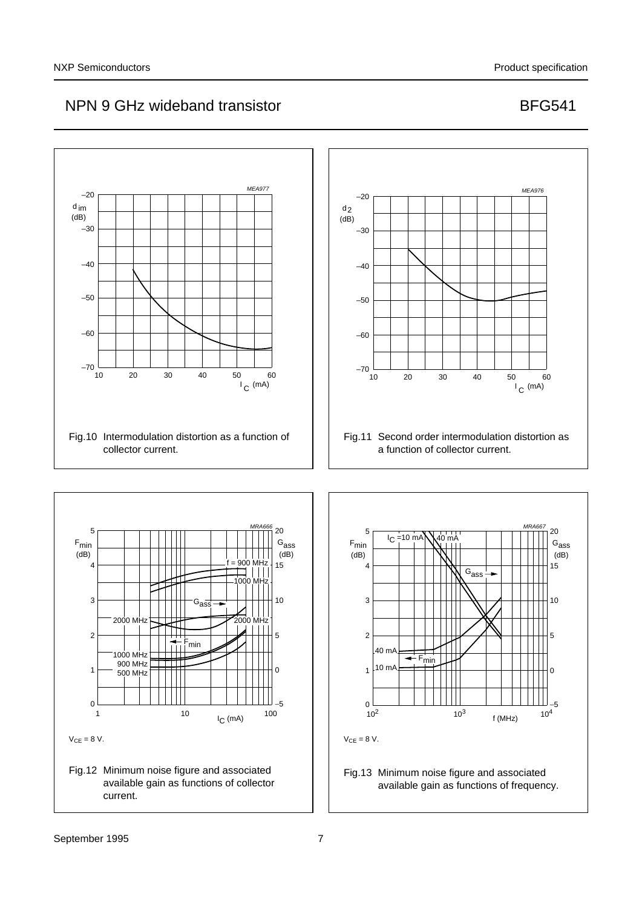Fig.10 Intermodulation distortion as a function of collector current.

Fig.11 Second order intermodulation distortion as a function of collector current.

$V_{CE}$ = 8 V.

Fig.12 Minimum noise figure and associated available gain as functions of collector current.

$V_{CE}$ = 8 V.

Fig.13 Minimum noise figure and associated available gain as functions of frequency.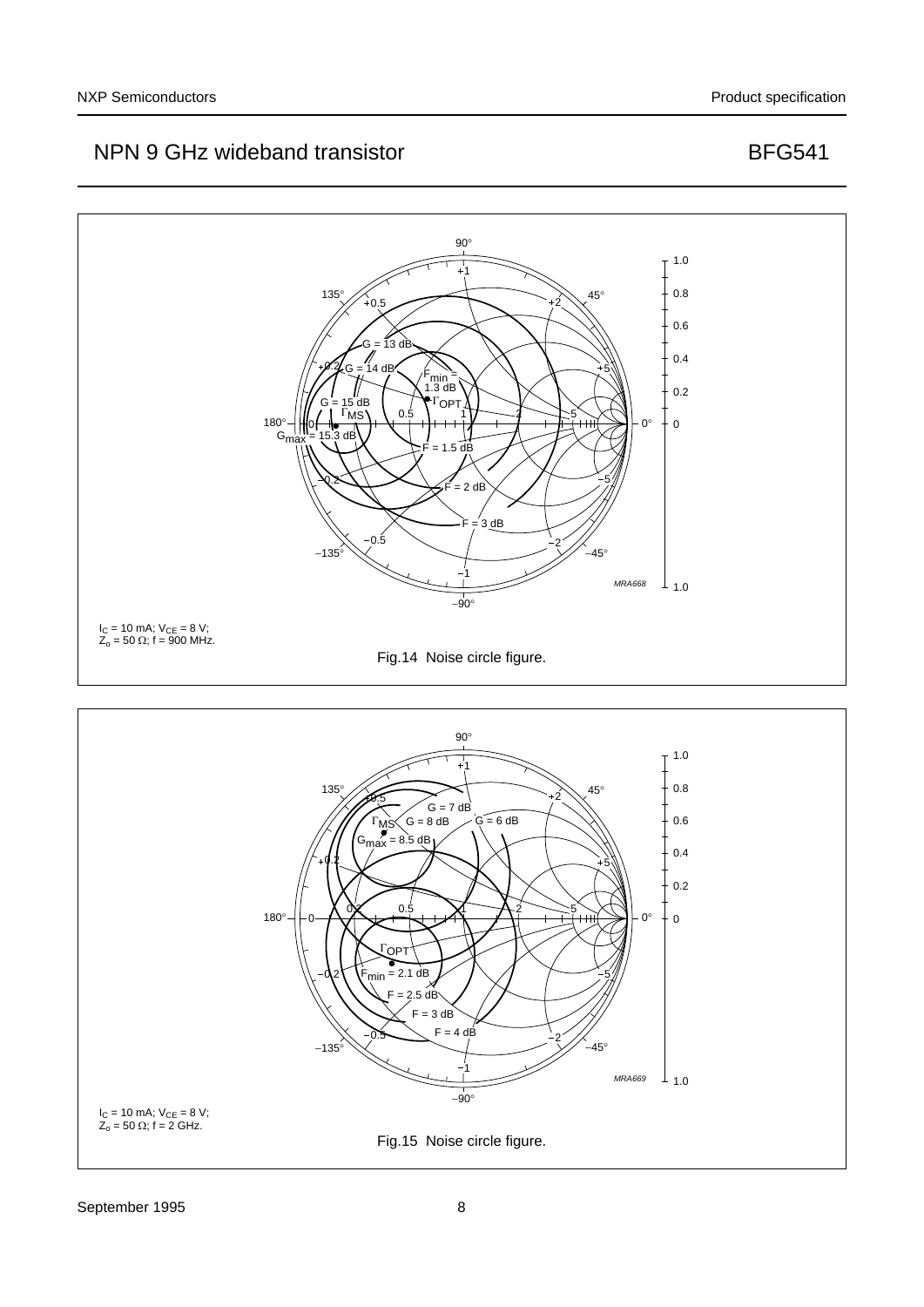$I_C$ = 10 mA; $V_{CE}$ = 8 V;
$Z_o$ = 50 Ω; f = 900 MHz.

Fig.14 Noise circle figure.

$I_C$ = 10 mA; $V_{CE}$ = 8 V;
$Z_o$ = 50 Ω; f = 2 GHz.

Fig.15 Noise circle figure.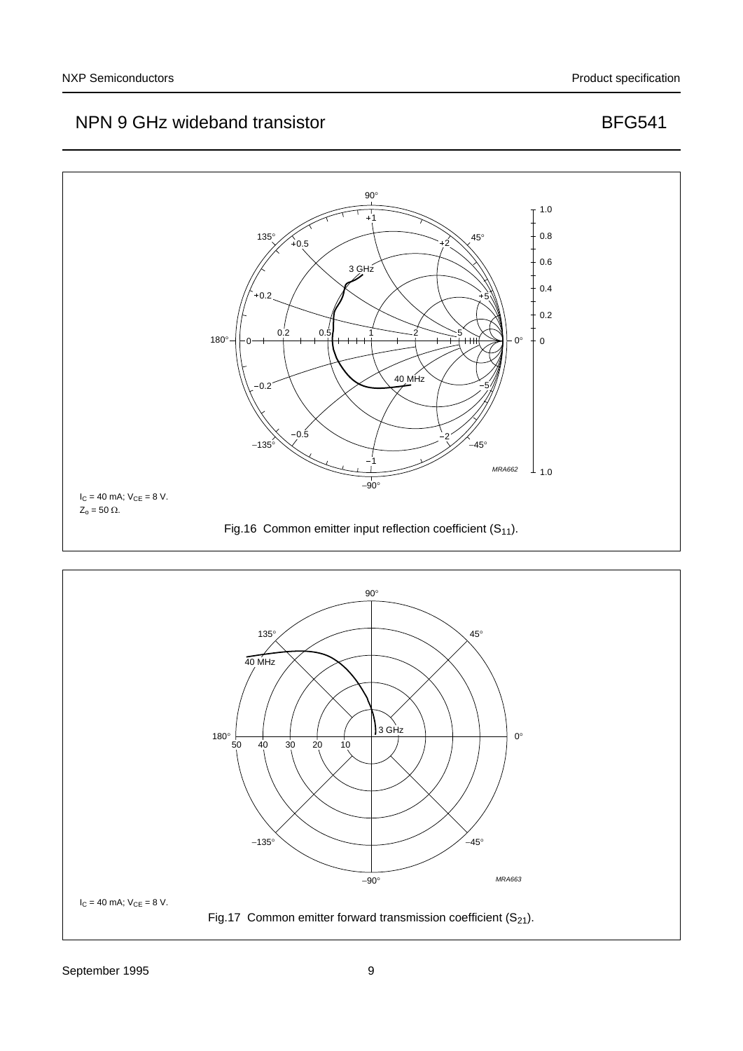$I_C$ = 40 mA; $V_{CE}$ = 8 V.
$Z_o$ = 50 Ω.

Fig.16 Common emitter input reflection coefficient ($S_{11}$).

$I_C$ = 40 mA; $V_{CE}$ = 8 V.

Fig.17 Common emitter forward transmission coefficient ($S_{21}$).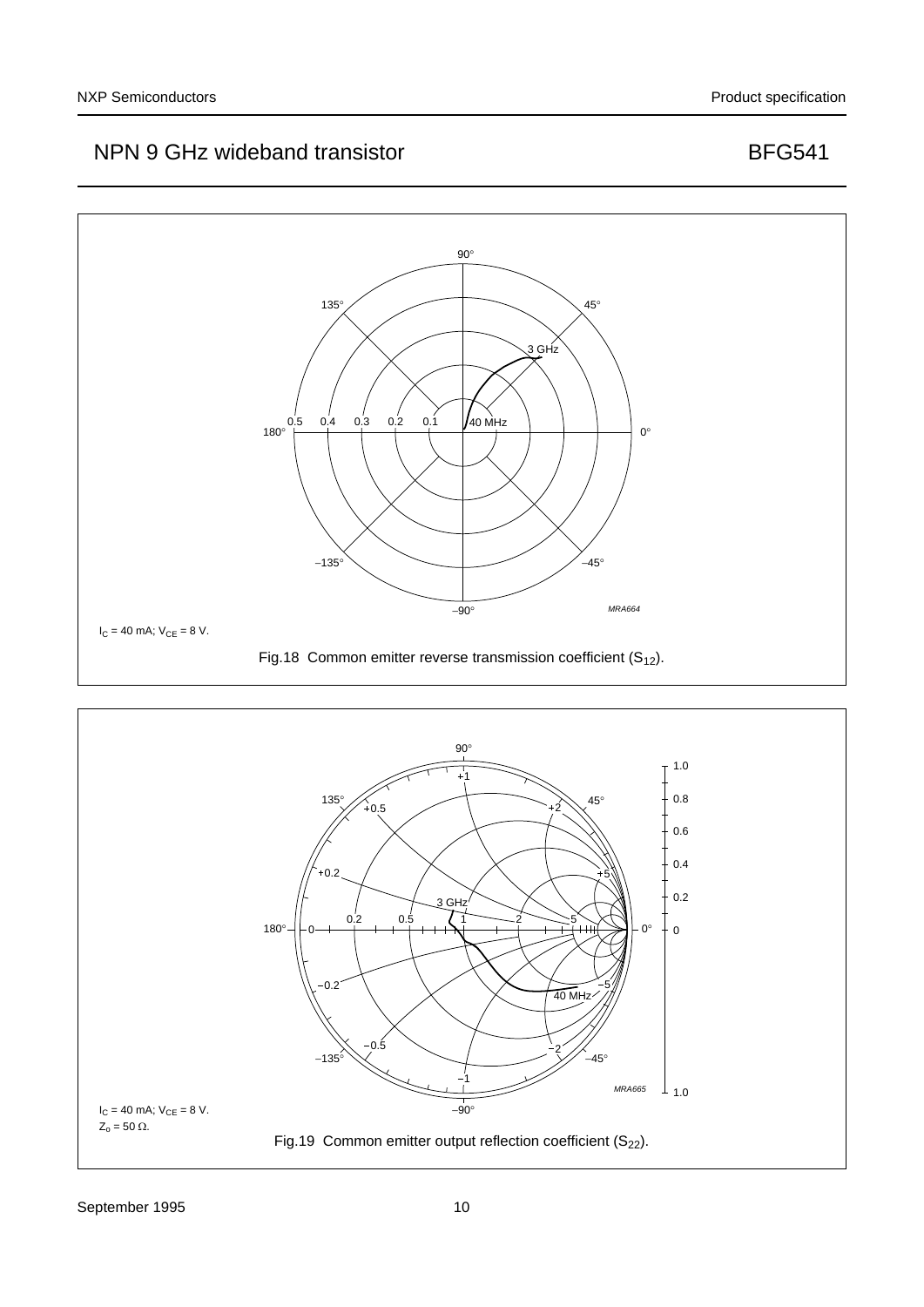$I_C$ = 40 mA; $V_{CE}$ = 8 V.

Fig.18 Common emitter reverse transmission coefficient ($S_{12}$).

$I_C$ = 40 mA; $V_{CE}$ = 8 V.
$Z_o$ = 50 Ω.

Fig.19 Common emitter output reflection coefficient ($S_{22}$).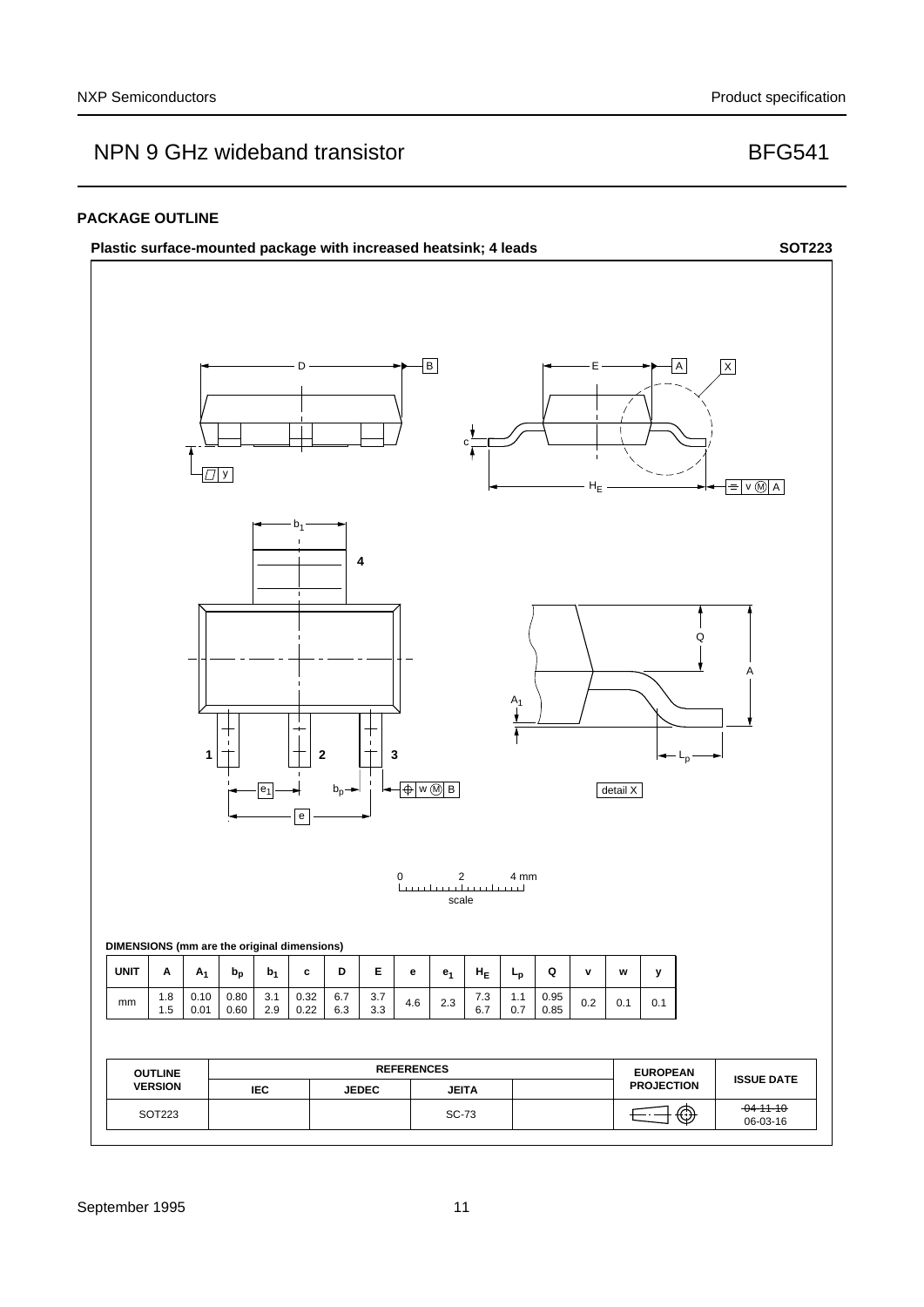## PACKAGE OUTLINE

**Plastic surface-mounted package with increased heatsink; 4 leads** **SOT223**

DIMENSIONS (mm are the original dimensions)

| UNIT | A | $A_1$ | $b_p$ | $b_1$ | c | D | E | e | $e_1$ | $H_E$ | $L_p$ | Q | v | w | y |
|---|---|---|---|---|---|---|---|---|---|---|---|---|---|---|---|
| mm | 1.8<br>1.5 | 0.10<br>0.01 | 0.80<br>0.60 | 3.1<br>2.9 | 0.32<br>0.22 | 6.7<br>6.3 | 3.7<br>3.3 | 4.6 | 2.3 | 7.3<br>6.7 | 1.1<br>0.7 | 0.95<br>0.85 | 0.2 | 0.1 | 0.1 |

| OUTLINE VERSION | REFERENCES | | | | EUROPEAN PROJECTION | ISSUE DATE |
|---|---|---|---|---|---|---|
| | IEC | JEDEC | JEITA | | | |
| SOT223 | | | SC-73 | | | ~~04-11-10~~<br>06-03-16 |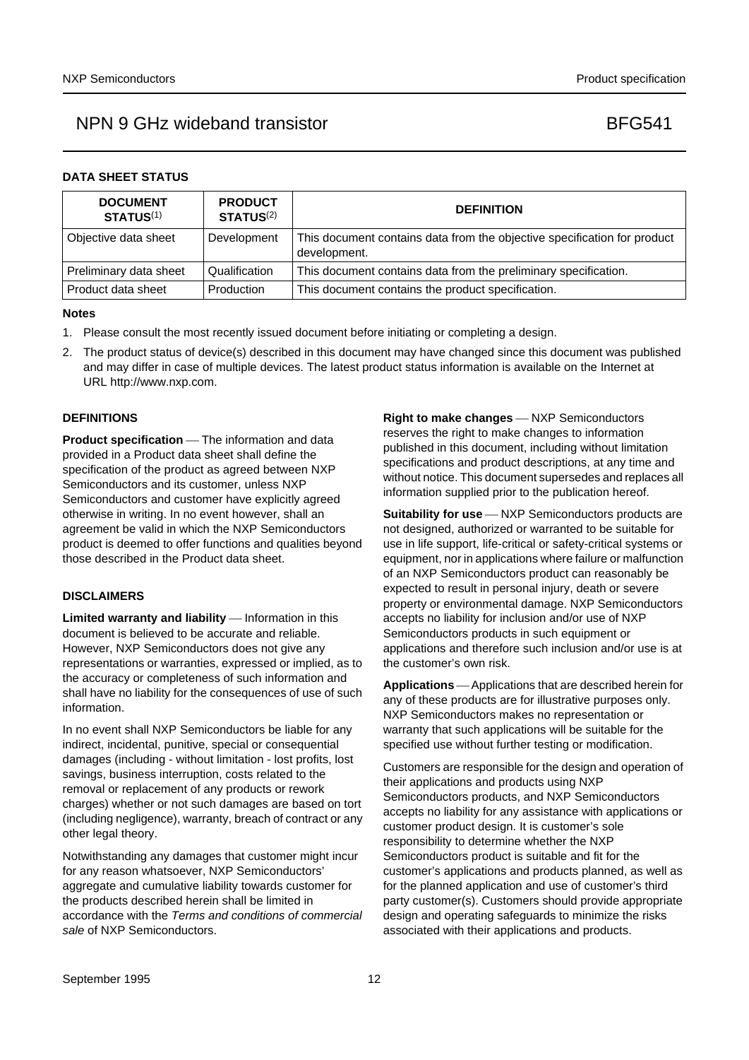## DATA SHEET STATUS

| DOCUMENT STATUS[1] | PRODUCT STATUS[2] | DEFINITION |
|---|---|---|
| Objective data sheet | Development | This document contains data from the objective specification for product development. |
| Preliminary data sheet | Qualification | This document contains data from the preliminary specification. |
| Product data sheet | Production | This document contains the product specification. |

### Notes

1. Please consult the most recently issued document before initiating or completing a design.
2. The product status of device(s) described in this document may have changed since this document was published and may differ in case of multiple devices. The latest product status information is available on the Internet at URL http://www.nxp.com.

## DEFINITIONS

**Product specification** — The information and data provided in a Product data sheet shall define the specification of the product as agreed between NXP Semiconductors and its customer, unless NXP Semiconductors and customer have explicitly agreed otherwise in writing. In no event however, shall an agreement be valid in which the NXP Semiconductors product is deemed to offer functions and qualities beyond those described in the Product data sheet.

## DISCLAIMERS

**Limited warranty and liability** — Information in this document is believed to be accurate and reliable. However, NXP Semiconductors does not give any representations or warranties, expressed or implied, as to the accuracy or completeness of such information and shall have no liability for the consequences of use of such information.

In no event shall NXP Semiconductors be liable for any indirect, incidental, punitive, special or consequential damages (including - without limitation - lost profits, lost savings, business interruption, costs related to the removal or replacement of any products or rework charges) whether or not such damages are based on tort (including negligence), warranty, breach of contract or any other legal theory.

Notwithstanding any damages that customer might incur for any reason whatsoever, NXP Semiconductors' aggregate and cumulative liability towards customer for the products described herein shall be limited in accordance with the *Terms and conditions of commercial sale* of NXP Semiconductors.

**Right to make changes** — NXP Semiconductors reserves the right to make changes to information published in this document, including without limitation specifications and product descriptions, at any time and without notice. This document supersedes and replaces all information supplied prior to the publication hereof.

**Suitability for use** — NXP Semiconductors products are not designed, authorized or warranted to be suitable for use in life support, life-critical or safety-critical systems or equipment, nor in applications where failure or malfunction of an NXP Semiconductors product can reasonably be expected to result in personal injury, death or severe property or environmental damage. NXP Semiconductors accepts no liability for inclusion and/or use of NXP Semiconductors products in such equipment or applications and therefore such inclusion and/or use is at the customer's own risk.

**Applications** — Applications that are described herein for any of these products are for illustrative purposes only. NXP Semiconductors makes no representation or warranty that such applications will be suitable for the specified use without further testing or modification.

Customers are responsible for the design and operation of their applications and products using NXP Semiconductors products, and NXP Semiconductors accepts no liability for any assistance with applications or customer product design. It is customer's sole responsibility to determine whether the NXP Semiconductors product is suitable and fit for the customer's applications and products planned, as well as for the planned application and use of customer's third party customer(s). Customers should provide appropriate design and operating safeguards to minimize the risks associated with their applications and products.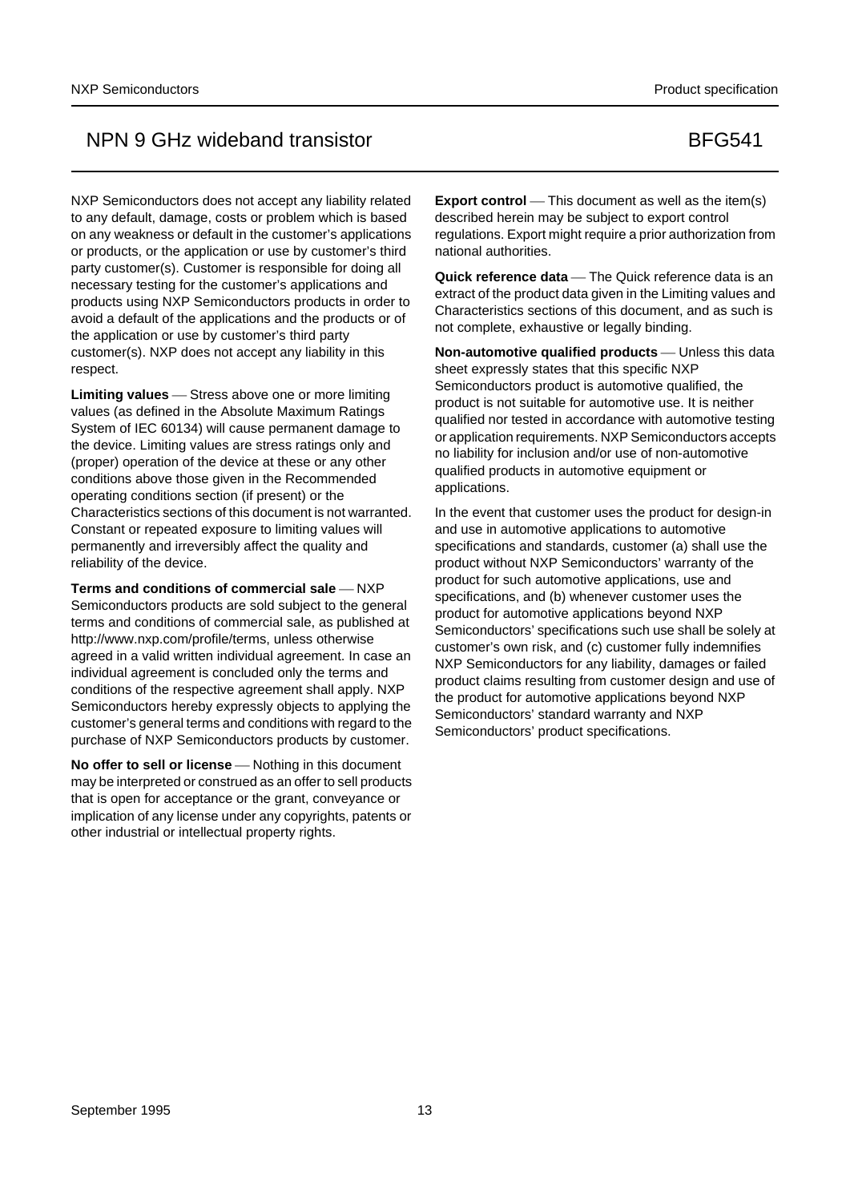NXP Semiconductors does not accept any liability related to any default, damage, costs or problem which is based on any weakness or default in the customer's applications or products, or the application or use by customer's third party customer(s). Customer is responsible for doing all necessary testing for the customer's applications and products using NXP Semiconductors products in order to avoid a default of the applications and the products or of the application or use by customer's third party customer(s). NXP does not accept any liability in this respect.

**Limiting values** — Stress above one or more limiting values (as defined in the Absolute Maximum Ratings System of IEC 60134) will cause permanent damage to the device. Limiting values are stress ratings only and (proper) operation of the device at these or any other conditions above those given in the Recommended operating conditions section (if present) or the Characteristics sections of this document is not warranted. Constant or repeated exposure to limiting values will permanently and irreversibly affect the quality and reliability of the device.

**Terms and conditions of commercial sale** — NXP Semiconductors products are sold subject to the general terms and conditions of commercial sale, as published at http://www.nxp.com/profile/terms, unless otherwise agreed in a valid written individual agreement. In case an individual agreement is concluded only the terms and conditions of the respective agreement shall apply. NXP Semiconductors hereby expressly objects to applying the customer's general terms and conditions with regard to the purchase of NXP Semiconductors products by customer.

**No offer to sell or license** — Nothing in this document may be interpreted or construed as an offer to sell products that is open for acceptance or the grant, conveyance or implication of any license under any copyrights, patents or other industrial or intellectual property rights.

**Export control** — This document as well as the item(s) described herein may be subject to export control regulations. Export might require a prior authorization from national authorities.

**Quick reference data** — The Quick reference data is an extract of the product data given in the Limiting values and Characteristics sections of this document, and as such is not complete, exhaustive or legally binding.

**Non-automotive qualified products** — Unless this data sheet expressly states that this specific NXP Semiconductors product is automotive qualified, the product is not suitable for automotive use. It is neither qualified nor tested in accordance with automotive testing or application requirements. NXP Semiconductors accepts no liability for inclusion and/or use of non-automotive qualified products in automotive equipment or applications.

In the event that customer uses the product for design-in and use in automotive applications to automotive specifications and standards, customer (a) shall use the product without NXP Semiconductors' warranty of the product for such automotive applications, use and specifications, and (b) whenever customer uses the product for automotive applications beyond NXP Semiconductors' specifications such use shall be solely at customer's own risk, and (c) customer fully indemnifies NXP Semiconductors for any liability, damages or failed product claims resulting from customer design and use of the product for automotive applications beyond NXP Semiconductors' standard warranty and NXP Semiconductors' product specifications.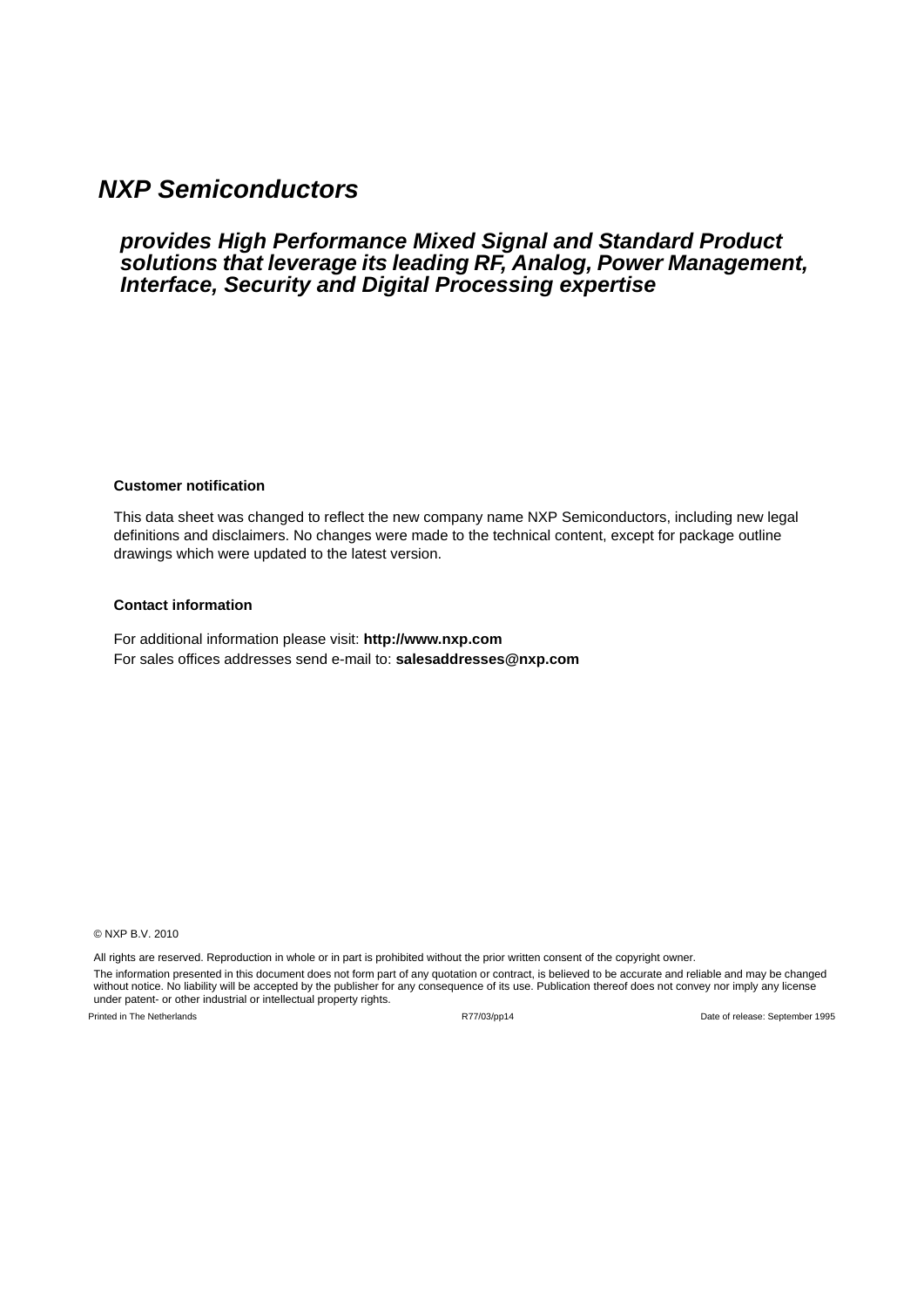# *NXP Semiconductors*

***provides High Performance Mixed Signal and Standard Product solutions that leverage its leading RF, Analog, Power Management, Interface, Security and Digital Processing expertise***

**Customer notification**

This data sheet was changed to reflect the new company name NXP Semiconductors, including new legal definitions and disclaimers. No changes were made to the technical content, except for package outline drawings which were updated to the latest version.

**Contact information**

For additional information please visit: **http://www.nxp.com**
For sales offices addresses send e-mail to: **salesaddresses@nxp.com**

© NXP B.V. 2010

All rights are reserved. Reproduction in whole or in part is prohibited without the prior written consent of the copyright owner.

The information presented in this document does not form part of any quotation or contract, is believed to be accurate and reliable and may be changed without notice. No liability will be accepted by the publisher for any consequence of its use. Publication thereof does not convey nor imply any license under patent- or other industrial or intellectual property rights.

Printed in The Netherlands R77/03/pp14 Date of release: September 1995